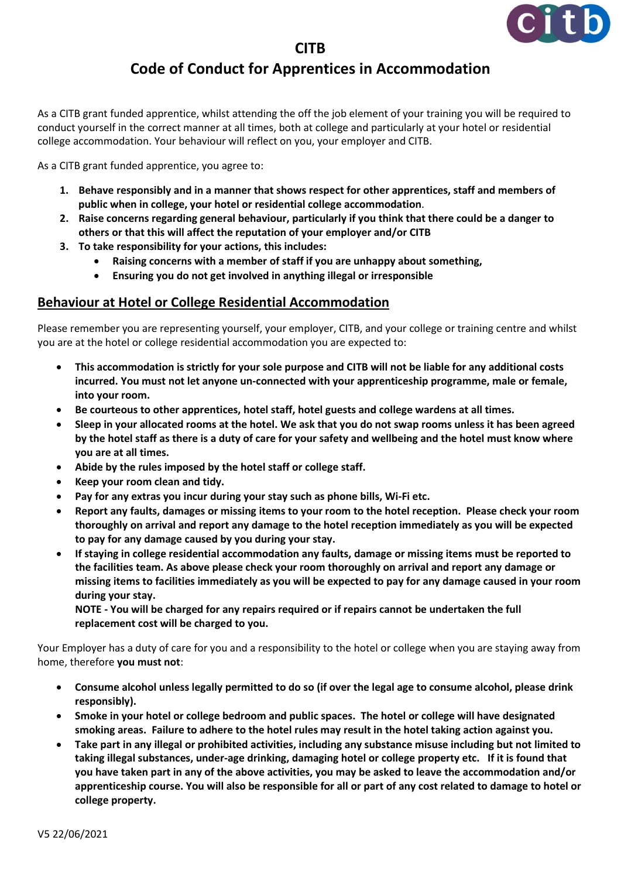# CITB

## Code of Conduct for Apprentices in Accommodation

As a CITB grant funded apprentice, whilst attending the off the job element of your training you will be required to conduct yourself in the correct manner at all times, both at college and particularly at your hotel or residential college accommodation. Your behaviour will reflect on you, your employer and CITB.

As a CITB grant funded apprentice, you agree to:

1. **Behave responsibly and in a manner that shows respect for other apprentices, staff and members of public when in college, your hotel or residential college accommodation**.
2. **Raise concerns regarding general behaviour, particularly if you think that there could be a danger to others or that this will affect the reputation of your employer and/or CITB**
3. **To take responsibility for your actions, this includes:**
    - **Raising concerns with a member of staff if you are unhappy about something,**
    - **Ensuring you do not get involved in anything illegal or irresponsible**

## Behaviour at Hotel or College Residential Accommodation

Please remember you are representing yourself, your employer, CITB, and your college or training centre and whilst you are at the hotel or college residential accommodation you are expected to:

- **This accommodation is strictly for your sole purpose and CITB will not be liable for any additional costs incurred. You must not let anyone un-connected with your apprenticeship programme, male or female, into your room.**
- **Be courteous to other apprentices, hotel staff, hotel guests and college wardens at all times.**
- **Sleep in your allocated rooms at the hotel. We ask that you do not swap rooms unless it has been agreed by the hotel staff as there is a duty of care for your safety and wellbeing and the hotel must know where you are at all times.**
- **Abide by the rules imposed by the hotel staff or college staff.**
- **Keep your room clean and tidy.**
- **Pay for any extras you incur during your stay such as phone bills, Wi-Fi etc.**
- **Report any faults, damages or missing items to your room to the hotel reception. Please check your room thoroughly on arrival and report any damage to the hotel reception immediately as you will be expected to pay for any damage caused by you during your stay.**
- **If staying in college residential accommodation any faults, damage or missing items must be reported to the facilities team. As above please check your room thoroughly on arrival and report any damage or missing items to facilities immediately as you will be expected to pay for any damage caused in your room during your stay.**
  **NOTE - You will be charged for any repairs required or if repairs cannot be undertaken the full replacement cost will be charged to you.**

Your Employer has a duty of care for you and a responsibility to the hotel or college when you are staying away from home, therefore **you must not**:

- **Consume alcohol unless legally permitted to do so (if over the legal age to consume alcohol, please drink responsibly).**
- **Smoke in your hotel or college bedroom and public spaces. The hotel or college will have designated smoking areas. Failure to adhere to the hotel rules may result in the hotel taking action against you.**
- **Take part in any illegal or prohibited activities, including any substance misuse including but not limited to taking illegal substances, under-age drinking, damaging hotel or college property etc. If it is found that you have taken part in any of the above activities, you may be asked to leave the accommodation and/or apprenticeship course. You will also be responsible for all or part of any cost related to damage to hotel or college property.**

V5 22/06/2021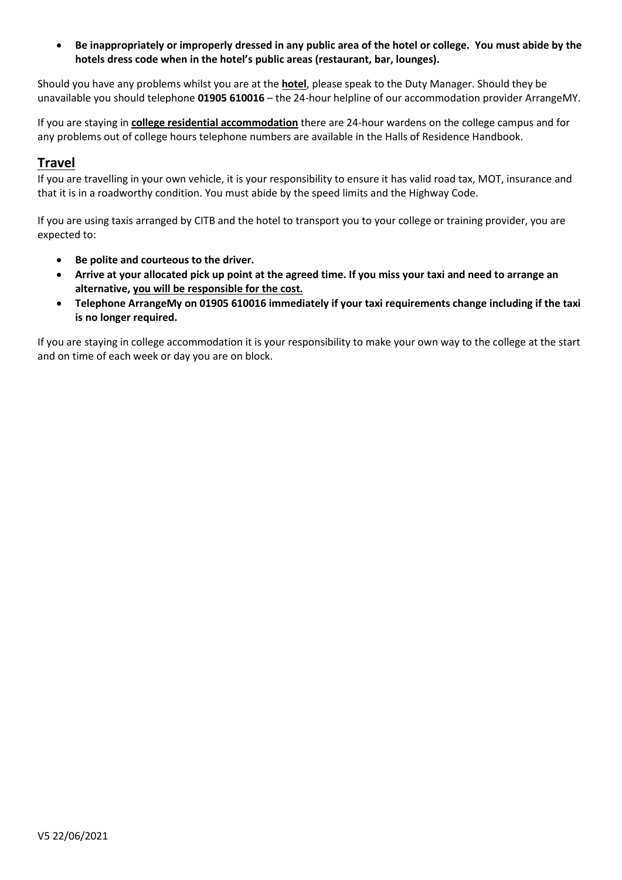- **Be inappropriately or improperly dressed in any public area of the hotel or college. You must abide by the hotels dress code when in the hotel's public areas (restaurant, bar, lounges).**

Should you have any problems whilst you are at the **hotel**, please speak to the Duty Manager. Should they be unavailable you should telephone **01905 610016** – the 24-hour helpline of our accommodation provider ArrangeMY.

If you are staying in **college residential accommodation** there are 24-hour wardens on the college campus and for any problems out of college hours telephone numbers are available in the Halls of Residence Handbook.

## Travel

If you are travelling in your own vehicle, it is your responsibility to ensure it has valid road tax, MOT, insurance and that it is in a roadworthy condition. You must abide by the speed limits and the Highway Code.

If you are using taxis arranged by CITB and the hotel to transport you to your college or training provider, you are expected to:

- **Be polite and courteous to the driver.**
- **Arrive at your allocated pick up point at the agreed time. If you miss your taxi and need to arrange an alternative, you will be responsible for the cost.**
- **Telephone ArrangeMy on 01905 610016 immediately if your taxi requirements change including if the taxi is no longer required.**

If you are staying in college accommodation it is your responsibility to make your own way to the college at the start and on time of each week or day you are on block.

V5 22/06/2021